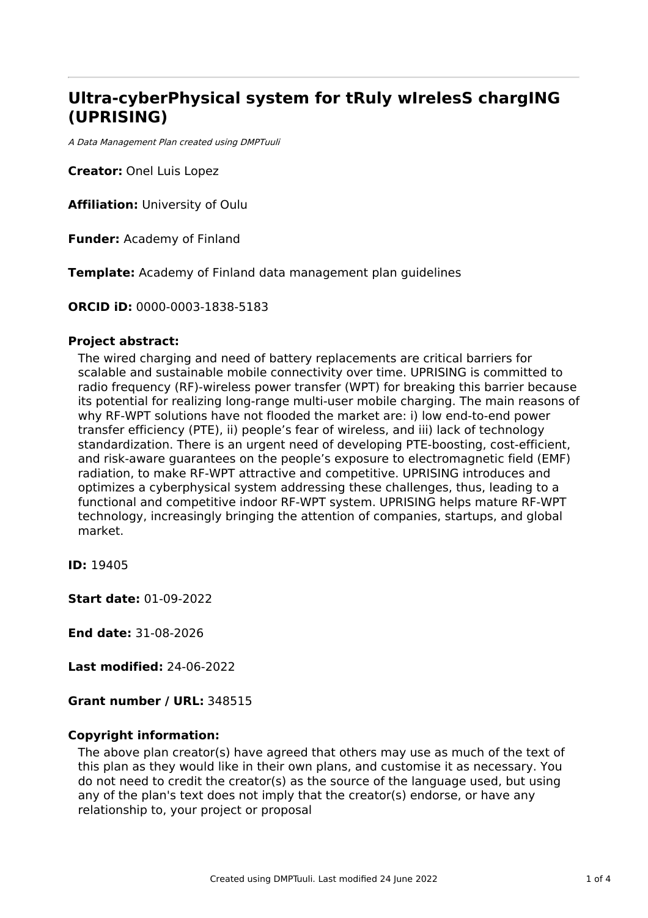# Ultra-cyberPhysical system for tRuly wIrelesS chargING (UPRISING)

*A Data Management Plan created using DMPTuuli*

**Creator:** Onel Luis Lopez

**Affiliation:** University of Oulu

**Funder:** Academy of Finland

**Template:** Academy of Finland data management plan guidelines

**ORCID iD:** 0000-0003-1838-5183

**Project abstract:**

The wired charging and need of battery replacements are critical barriers for scalable and sustainable mobile connectivity over time. UPRISING is committed to radio frequency (RF)-wireless power transfer (WPT) for breaking this barrier because its potential for realizing long-range multi-user mobile charging. The main reasons of why RF-WPT solutions have not flooded the market are: i) low end-to-end power transfer efficiency (PTE), ii) people's fear of wireless, and iii) lack of technology standardization. There is an urgent need of developing PTE-boosting, cost-efficient, and risk-aware guarantees on the people's exposure to electromagnetic field (EMF) radiation, to make RF-WPT attractive and competitive. UPRISING introduces and optimizes a cyberphysical system addressing these challenges, thus, leading to a functional and competitive indoor RF-WPT system. UPRISING helps mature RF-WPT technology, increasingly bringing the attention of companies, startups, and global market.

**ID:** 19405

**Start date:** 01-09-2022

**End date:** 31-08-2026

**Last modified:** 24-06-2022

**Grant number / URL:** 348515

**Copyright information:**

The above plan creator(s) have agreed that others may use as much of the text of this plan as they would like in their own plans, and customise it as necessary. You do not need to credit the creator(s) as the source of the language used, but using any of the plan's text does not imply that the creator(s) endorse, or have any relationship to, your project or proposal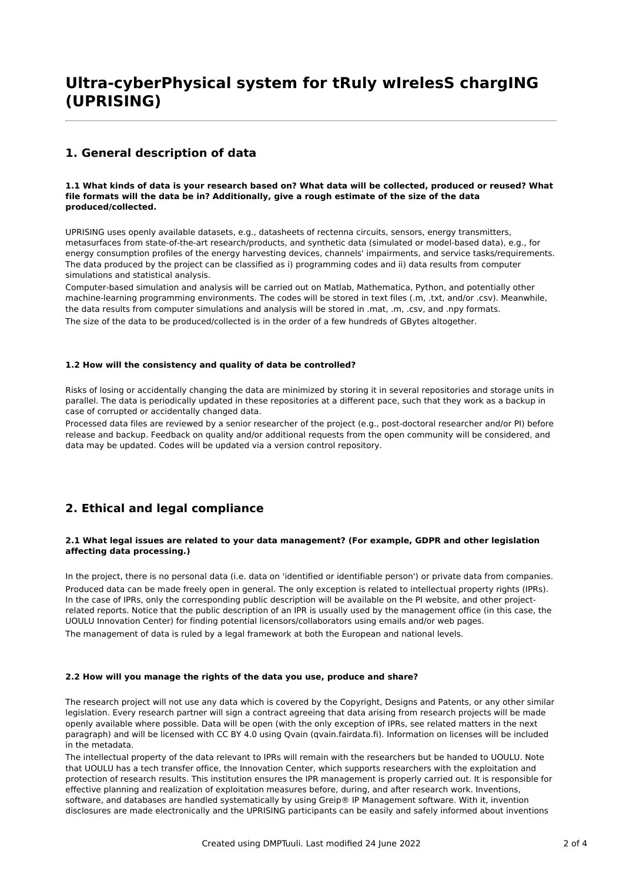# Ultra-cyberPhysical system for tRuly wIrelesS chargING (UPRISING)

## 1. General description of data

**1.1 What kinds of data is your research based on? What data will be collected, produced or reused? What file formats will the data be in? Additionally, give a rough estimate of the size of the data produced/collected.**

UPRISING uses openly available datasets, e.g., datasheets of rectenna circuits, sensors, energy transmitters, metasurfaces from state-of-the-art research/products, and synthetic data (simulated or model-based data), e.g., for energy consumption profiles of the energy harvesting devices, channels' impairments, and service tasks/requirements. The data produced by the project can be classified as i) programming codes and ii) data results from computer simulations and statistical analysis.

Computer-based simulation and analysis will be carried out on Matlab, Mathematica, Python, and potentially other machine-learning programming environments. The codes will be stored in text files (.m, .txt, and/or .csv). Meanwhile, the data results from computer simulations and analysis will be stored in .mat, .m, .csv, and .npy formats.

The size of the data to be produced/collected is in the order of a few hundreds of GBytes altogether.

**1.2 How will the consistency and quality of data be controlled?**

Risks of losing or accidentally changing the data are minimized by storing it in several repositories and storage units in parallel. The data is periodically updated in these repositories at a different pace, such that they work as a backup in case of corrupted or accidentally changed data.

Processed data files are reviewed by a senior researcher of the project (e.g., post-doctoral researcher and/or PI) before release and backup. Feedback on quality and/or additional requests from the open community will be considered, and data may be updated. Codes will be updated via a version control repository.

## 2. Ethical and legal compliance

**2.1 What legal issues are related to your data management? (For example, GDPR and other legislation affecting data processing.)**

In the project, there is no personal data (i.e. data on 'identified or identifiable person') or private data from companies.

Produced data can be made freely open in general. The only exception is related to intellectual property rights (IPRs). In the case of IPRs, only the corresponding public description will be available on the PI website, and other project-related reports. Notice that the public description of an IPR is usually used by the management office (in this case, the UOULU Innovation Center) for finding potential licensors/collaborators using emails and/or web pages.

The management of data is ruled by a legal framework at both the European and national levels.

**2.2 How will you manage the rights of the data you use, produce and share?**

The research project will not use any data which is covered by the Copyright, Designs and Patents, or any other similar legislation. Every research partner will sign a contract agreeing that data arising from research projects will be made openly available where possible. Data will be open (with the only exception of IPRs, see related matters in the next paragraph) and will be licensed with CC BY 4.0 using Qvain (qvain.fairdata.fi). Information on licenses will be included in the metadata.

The intellectual property of the data relevant to IPRs will remain with the researchers but be handed to UOULU. Note that UOULU has a tech transfer office, the Innovation Center, which supports researchers with the exploitation and protection of research results. This institution ensures the IPR management is properly carried out. It is responsible for effective planning and realization of exploitation measures before, during, and after research work. Inventions, software, and databases are handled systematically by using Greip® IP Management software. With it, invention disclosures are made electronically and the UPRISING participants can be easily and safely informed about inventions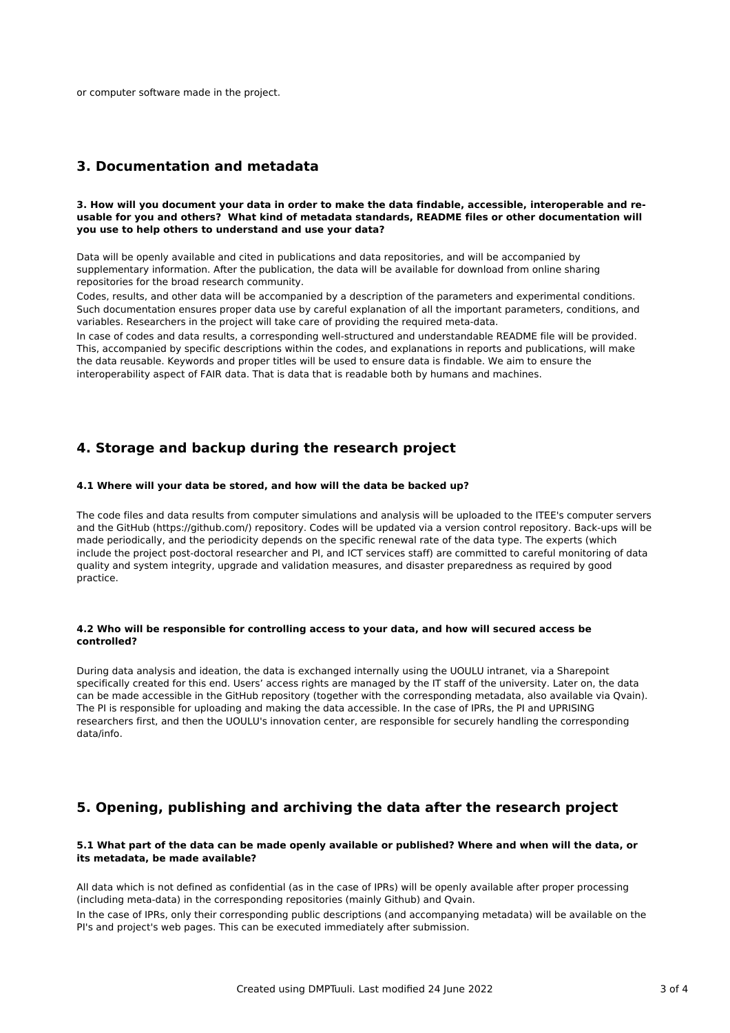or computer software made in the project.

## 3. Documentation and metadata

**3. How will you document your data in order to make the data findable, accessible, interoperable and re-usable for you and others? What kind of metadata standards, README files or other documentation will you use to help others to understand and use your data?**

Data will be openly available and cited in publications and data repositories, and will be accompanied by supplementary information. After the publication, the data will be available for download from online sharing repositories for the broad research community.

Codes, results, and other data will be accompanied by a description of the parameters and experimental conditions. Such documentation ensures proper data use by careful explanation of all the important parameters, conditions, and variables. Researchers in the project will take care of providing the required meta-data.

In case of codes and data results, a corresponding well-structured and understandable README file will be provided. This, accompanied by specific descriptions within the codes, and explanations in reports and publications, will make the data reusable. Keywords and proper titles will be used to ensure data is findable. We aim to ensure the interoperability aspect of FAIR data. That is data that is readable both by humans and machines.

## 4. Storage and backup during the research project

**4.1 Where will your data be stored, and how will the data be backed up?**

The code files and data results from computer simulations and analysis will be uploaded to the ITEE's computer servers and the GitHub (https://github.com/) repository. Codes will be updated via a version control repository. Back-ups will be made periodically, and the periodicity depends on the specific renewal rate of the data type. The experts (which include the project post-doctoral researcher and PI, and ICT services staff) are committed to careful monitoring of data quality and system integrity, upgrade and validation measures, and disaster preparedness as required by good practice.

**4.2 Who will be responsible for controlling access to your data, and how will secured access be controlled?**

During data analysis and ideation, the data is exchanged internally using the UOULU intranet, via a Sharepoint specifically created for this end. Users' access rights are managed by the IT staff of the university. Later on, the data can be made accessible in the GitHub repository (together with the corresponding metadata, also available via Qvain). The PI is responsible for uploading and making the data accessible. In the case of IPRs, the PI and UPRISING researchers first, and then the UOULU's innovation center, are responsible for securely handling the corresponding data/info.

## 5. Opening, publishing and archiving the data after the research project

**5.1 What part of the data can be made openly available or published? Where and when will the data, or its metadata, be made available?**

All data which is not defined as confidential (as in the case of IPRs) will be openly available after proper processing (including meta-data) in the corresponding repositories (mainly Github) and Qvain.

In the case of IPRs, only their corresponding public descriptions (and accompanying metadata) will be available on the PI's and project's web pages. This can be executed immediately after submission.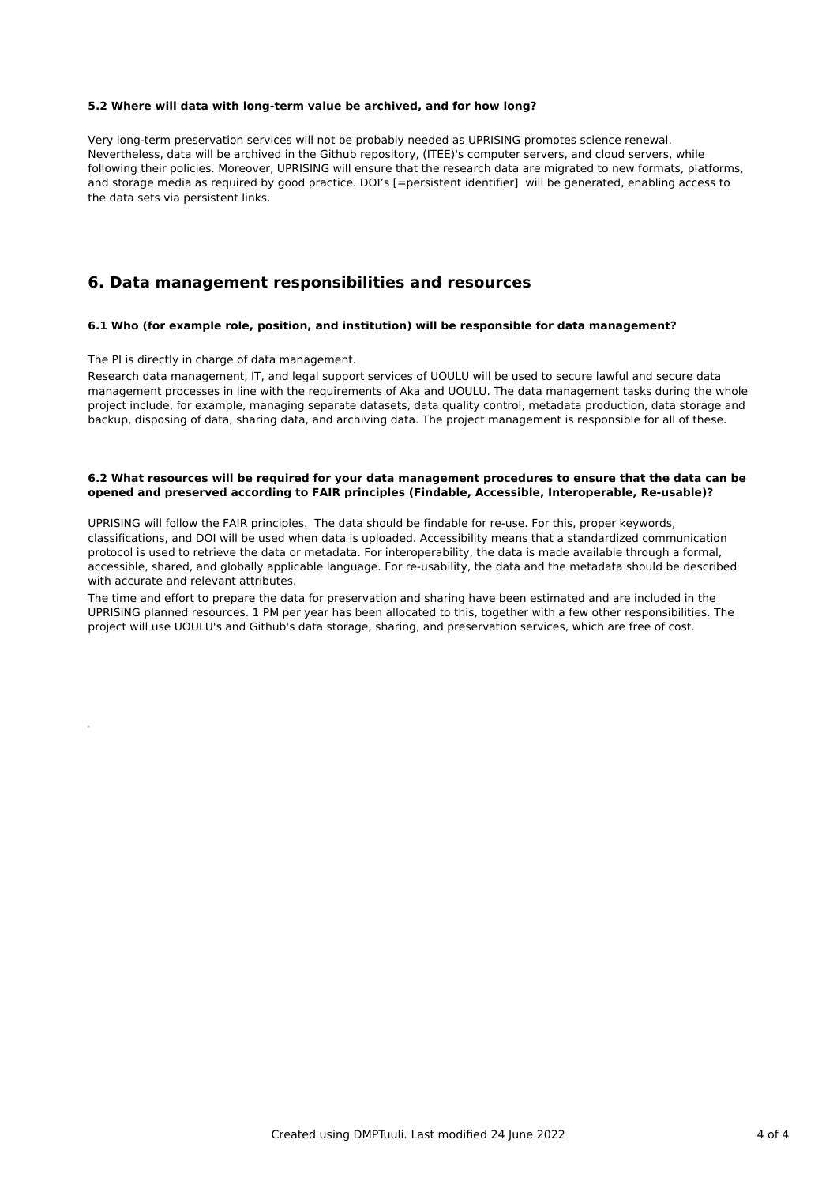#### 5.2 Where will data with long-term value be archived, and for how long?

Very long-term preservation services will not be probably needed as UPRISING promotes science renewal. Nevertheless, data will be archived in the Github repository, (ITEE)'s computer servers, and cloud servers, while following their policies. Moreover, UPRISING will ensure that the research data are migrated to new formats, platforms, and storage media as required by good practice. DOI's [=persistent identifier] will be generated, enabling access to the data sets via persistent links.

## 6. Data management responsibilities and resources

#### 6.1 Who (for example role, position, and institution) will be responsible for data management?

The PI is directly in charge of data management.

Research data management, IT, and legal support services of UOULU will be used to secure lawful and secure data management processes in line with the requirements of Aka and UOULU. The data management tasks during the whole project include, for example, managing separate datasets, data quality control, metadata production, data storage and backup, disposing of data, sharing data, and archiving data. The project management is responsible for all of these.

#### 6.2 What resources will be required for your data management procedures to ensure that the data can be opened and preserved according to FAIR principles (Findable, Accessible, Interoperable, Re-usable)?

UPRISING will follow the FAIR principles. The data should be findable for re-use. For this, proper keywords, classifications, and DOI will be used when data is uploaded. Accessibility means that a standardized communication protocol is used to retrieve the data or metadata. For interoperability, the data is made available through a formal, accessible, shared, and globally applicable language. For re-usability, the data and the metadata should be described with accurate and relevant attributes.

The time and effort to prepare the data for preservation and sharing have been estimated and are included in the UPRISING planned resources. 1 PM per year has been allocated to this, together with a few other responsibilities. The project will use UOULU's and Github's data storage, sharing, and preservation services, which are free of cost.

Created using DMPTuuli. Last modified 24 June 2022